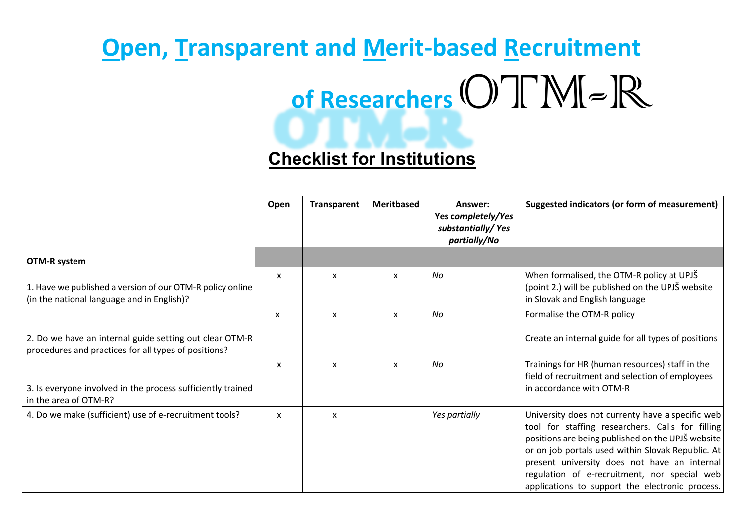# Open, Transparent and Merit-based Recruitment of Researchers OTM-R

## Checklist for Institutions

| | Open | Transparent | Meritbased | Answer: Yes *completely/Yes substantially/ Yes partially/No* | Suggested indicators (or form of measurement) |
|---|---|---|---|---|---|
| **OTM-R system** | | | | | |
| 1. Have we published a version of our OTM-R policy online (in the national language and in English)? | x | x | x | *No* | When formalised, the OTM-R policy at UPJŠ (point 2.) will be published on the UPJŠ website in Slovak and English language |
| 2. Do we have an internal guide setting out clear OTM-R procedures and practices for all types of positions? | x | x | x | *No* | Formalise the OTM-R policy<br><br>Create an internal guide for all types of positions |
| 3. Is everyone involved in the process sufficiently trained in the area of OTM-R? | x | x | x | *No* | Trainings for HR (human resources) staff in the field of recruitment and selection of employees in accordance with OTM-R |
| 4. Do we make (sufficient) use of e-recruitment tools? | x | x | | *Yes partially* | University does not currenty have a specific web tool for staffing researchers. Calls for filling positions are being published on the UPJŠ website or on job portals used within Slovak Republic. At present university does not have an internal regulation of e-recruitment, nor special web applications to support the electronic process. |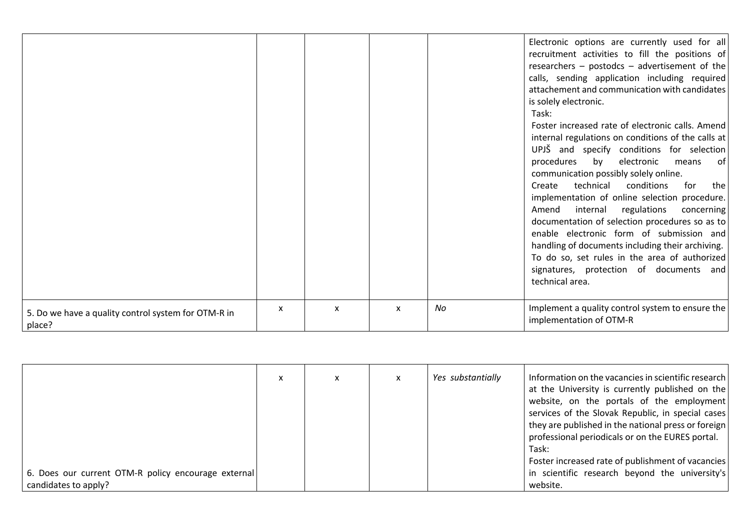| | | | | | |
|---|---|---|---|---|---|
| | | | | | Electronic options are currently used for all recruitment activities to fill the positions of researchers – postodcs – advertisement of the calls, sending application including required attachement and communication with candidates is solely electronic.<br>Task:<br>Foster increased rate of electronic calls. Amend internal regulations on conditions of the calls at UPJŠ and specify conditions for selection procedures by electronic means of communication possibly solely online.<br>Create technical conditions for the implementation of online selection procedure. Amend internal regulations concerning documentation of selection procedures so as to enable electronic form of submission and handling of documents including their archiving. To do so, set rules in the area of authorized signatures, protection of documents and technical area. |
| 5. Do we have a quality control system for OTM-R in place? | x | x | x | *No* | Implement a quality control system to ensure the implementation of OTM-R |

| | | | | | |
|---|---|---|---|---|---|
| 6. Does our current OTM-R policy encourage external candidates to apply? | x | x | x | *Yes substantially* | Information on the vacancies in scientific research at the University is currently published on the website, on the portals of the employment services of the Slovak Republic, in special cases they are published in the national press or foreign professional periodicals or on the EURES portal.<br>Task:<br>Foster increased rate of publishment of vacancies in scientific research beyond the university's website. |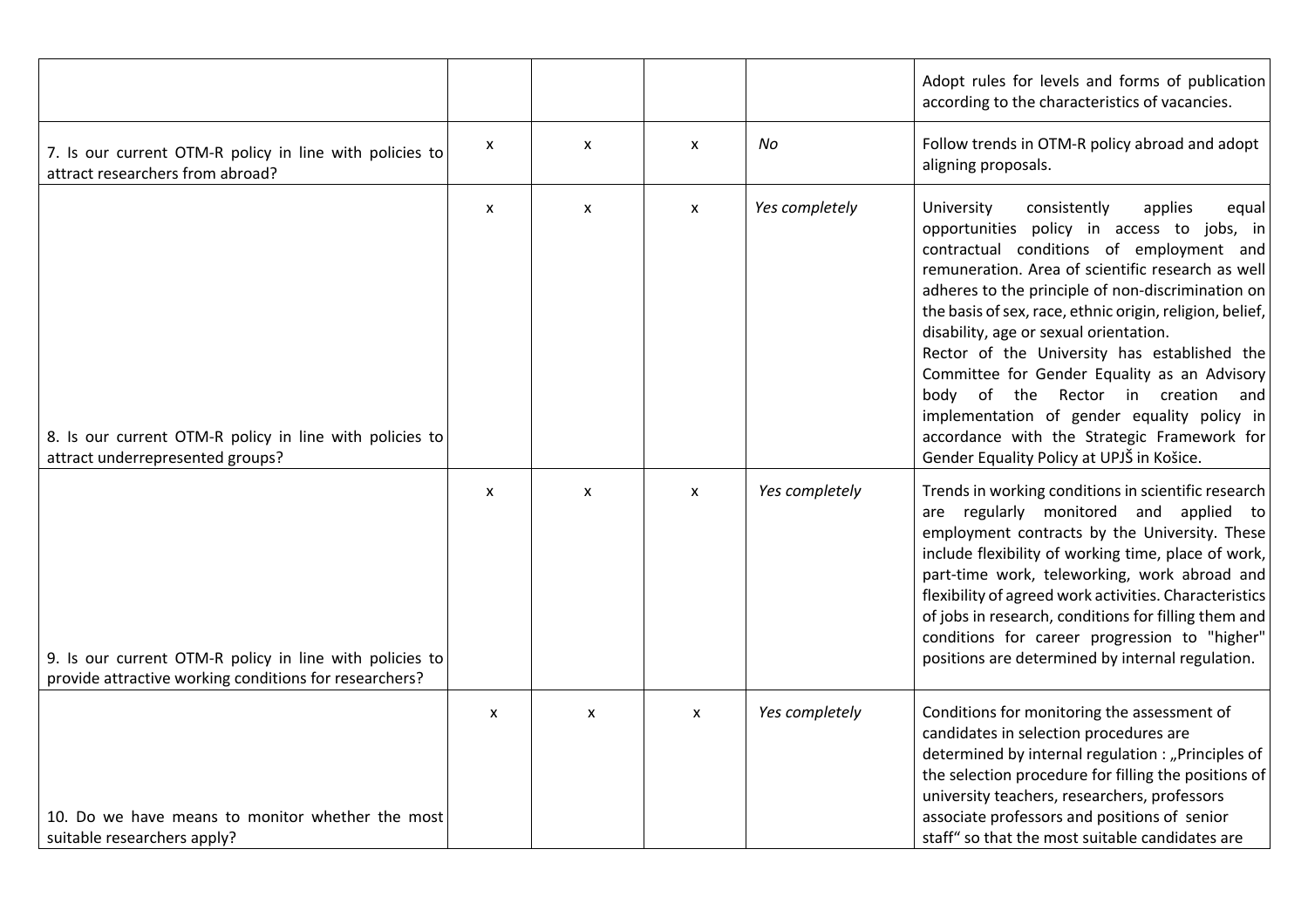| | | | | | |
|---|---|---|---|---|---|
| | | | | | Adopt rules for levels and forms of publication according to the characteristics of vacancies. |
| 7. Is our current OTM-R policy in line with policies to attract researchers from abroad? | x | x | x | *No* | Follow trends in OTM-R policy abroad and adopt aligning proposals. |
| 8. Is our current OTM-R policy in line with policies to attract underrepresented groups? | x | x | x | *Yes completely* | University consistently applies equal opportunities policy in access to jobs, in contractual conditions of employment and remuneration. Area of scientific research as well adheres to the principle of non-discrimination on the basis of sex, race, ethnic origin, religion, belief, disability, age or sexual orientation. Rector of the University has established the Committee for Gender Equality as an Advisory body of the Rector in creation and implementation of gender equality policy in accordance with the Strategic Framework for Gender Equality Policy at UPJŠ in Košice. |
| 9. Is our current OTM-R policy in line with policies to provide attractive working conditions for researchers? | x | x | x | *Yes completely* | Trends in working conditions in scientific research are regularly monitored and applied to employment contracts by the University. These include flexibility of working time, place of work, part-time work, teleworking, work abroad and flexibility of agreed work activities. Characteristics of jobs in research, conditions for filling them and conditions for career progression to "higher" positions are determined by internal regulation. |
| 10. Do we have means to monitor whether the most suitable researchers apply? | x | x | x | *Yes completely* | Conditions for monitoring the assessment of candidates in selection procedures are determined by internal regulation : „Principles of the selection procedure for filling the positions of university teachers, researchers, professors associate professors and positions of senior staff“ so that the most suitable candidates are |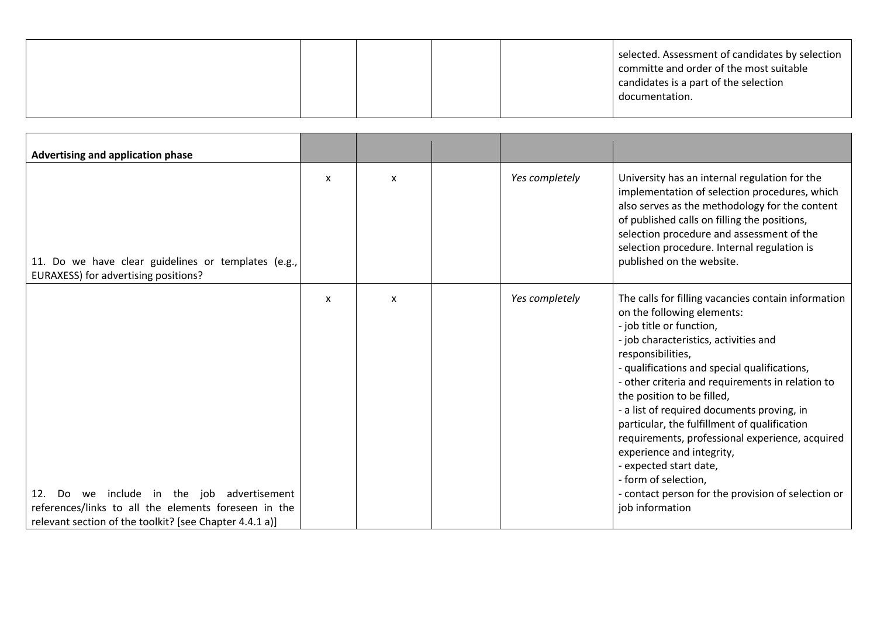| | | | | | |
|---|---|---|---|---|---|
| | | | | | selected. Assessment of candidates by selection committe and order of the most suitable candidates is a part of the selection documentation. |

| **Advertising and application phase** | | | | | |
|---|---|---|---|---|---|
| 11. Do we have clear guidelines or templates (e.g., EURAXESS) for advertising positions? | x | x | | *Yes completely* | University has an internal regulation for the implementation of selection procedures, which also serves as the methodology for the content of published calls on filling the positions, selection procedure and assessment of the selection procedure. Internal regulation is published on the website. |
| 12. Do we include in the job advertisement references/links to all the elements foreseen in the relevant section of the toolkit? [see Chapter 4.4.1 a)] | x | x | | *Yes completely* | The calls for filling vacancies contain information on the following elements:<br>- job title or function,<br>- job characteristics, activities and responsibilities,<br>- qualifications and special qualifications,<br>- other criteria and requirements in relation to the position to be filled,<br>- a list of required documents proving, in particular, the fulfillment of qualification requirements, professional experience, acquired experience and integrity,<br>- expected start date,<br>- form of selection,<br>- contact person for the provision of selection or job information |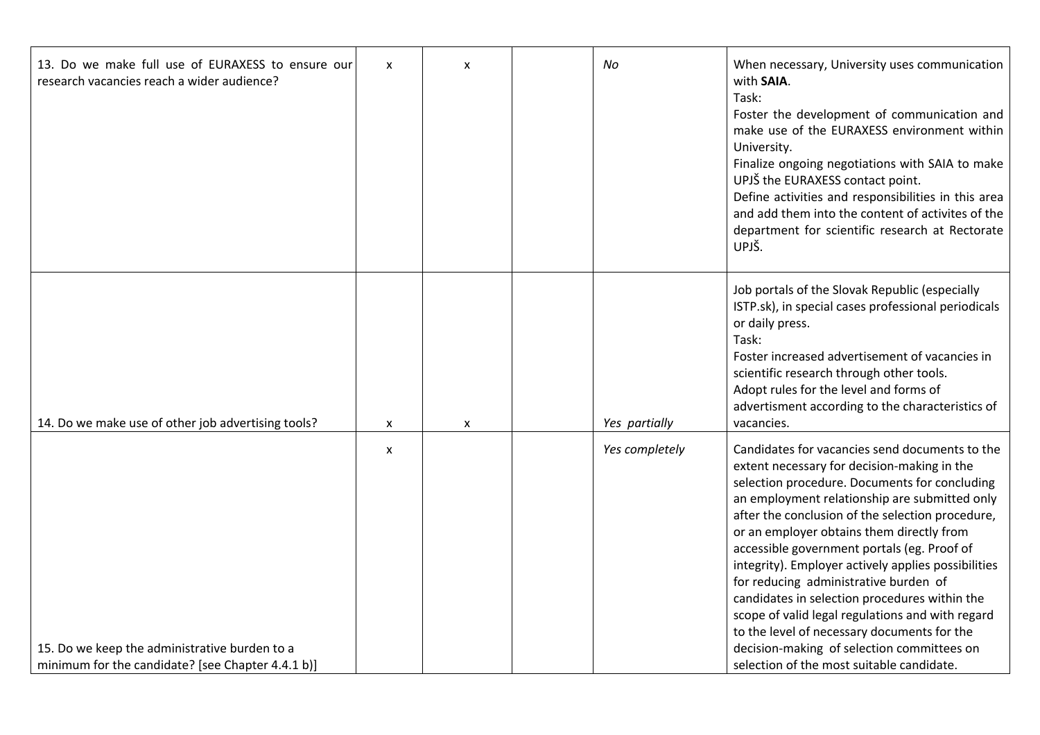| | | | | | |
|---|---|---|---|---|---|
| 13. Do we make full use of EURAXESS to ensure our research vacancies reach a wider audience? | x | x | | *No* | When necessary, University uses communication with **SAIA**.<br>Task:<br>Foster the development of communication and make use of the EURAXESS environment within University.<br>Finalize ongoing negotiations with SAIA to make UPJŠ the EURAXESS contact point.<br>Define activities and responsibilities in this area and add them into the content of activites of the department for scientific research at Rectorate UPJŠ. |
| 14. Do we make use of other job advertising tools? | x | x | | *Yes partially* | Job portals of the Slovak Republic (especially ISTP.sk), in special cases professional periodicals or daily press.<br>Task:<br>Foster increased advertisement of vacancies in scientific research through other tools.<br>Adopt rules for the level and forms of advertisment according to the characteristics of vacancies. |
| 15. Do we keep the administrative burden to a minimum for the candidate? [see Chapter 4.4.1 b)] | x | | | *Yes completely* | Candidates for vacancies send documents to the extent necessary for decision-making in the selection procedure. Documents for concluding an employment relationship are submitted only after the conclusion of the selection procedure, or an employer obtains them directly from accessible government portals (eg. Proof of integrity). Employer actively applies possibilities for reducing administrative burden of candidates in selection procedures within the scope of valid legal regulations and with regard to the level of necessary documents for the decision-making of selection committees on selection of the most suitable candidate. |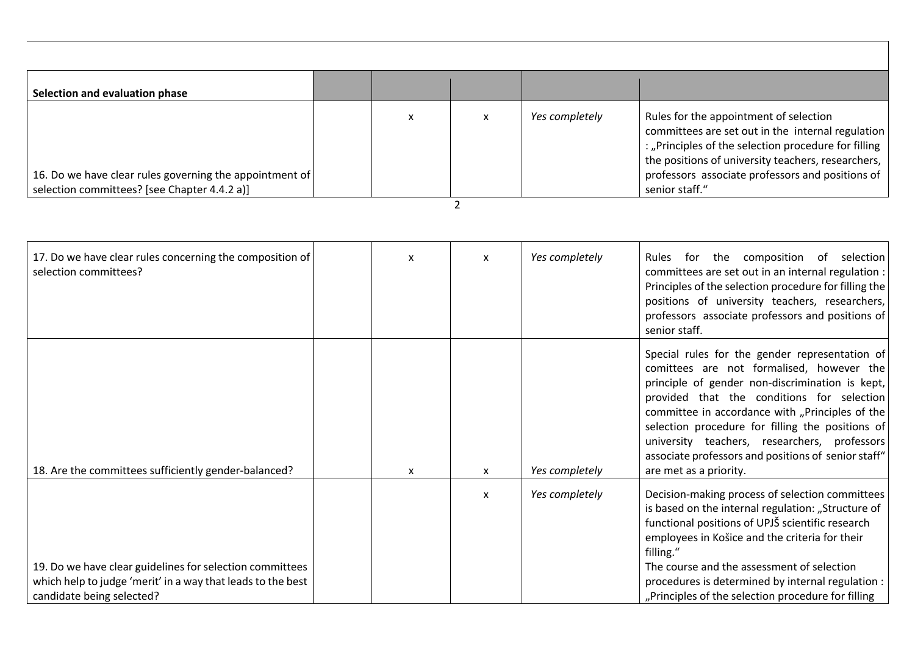| Selection and evaluation phase | | | | | |
|---|---|---|---|---|---|
| 16. Do we have clear rules governing the appointment of selection committees? [see Chapter 4.4.2 a)] | | x | x | *Yes completely* | Rules for the appointment of selection committees are set out in the internal regulation : „Principles of the selection procedure for filling the positions of university teachers, researchers, professors associate professors and positions of senior staff." |
| 17. Do we have clear rules concerning the composition of selection committees? | | x | x | *Yes completely* | Rules for the composition of selection committees are set out in an internal regulation : Principles of the selection procedure for filling the positions of university teachers, researchers, professors associate professors and positions of senior staff. |
| 18. Are the committees sufficiently gender-balanced? | | x | x | *Yes completely* | Special rules for the gender representation of comittees are not formalised, however the principle of gender non-discrimination is kept, provided that the conditions for selection committee in accordance with „Principles of the selection procedure for filling the positions of university teachers, researchers, professors associate professors and positions of senior staff" are met as a priority. |
| 19. Do we have clear guidelines for selection committees which help to judge 'merit' in a way that leads to the best candidate being selected? | | | x | *Yes completely* | Decision-making process of selection committees is based on the internal regulation: „Structure of functional positions of UPJŠ scientific research employees in Košice and the criteria for their filling." The course and the assessment of selection procedures is determined by internal regulation : „Principles of the selection procedure for filling |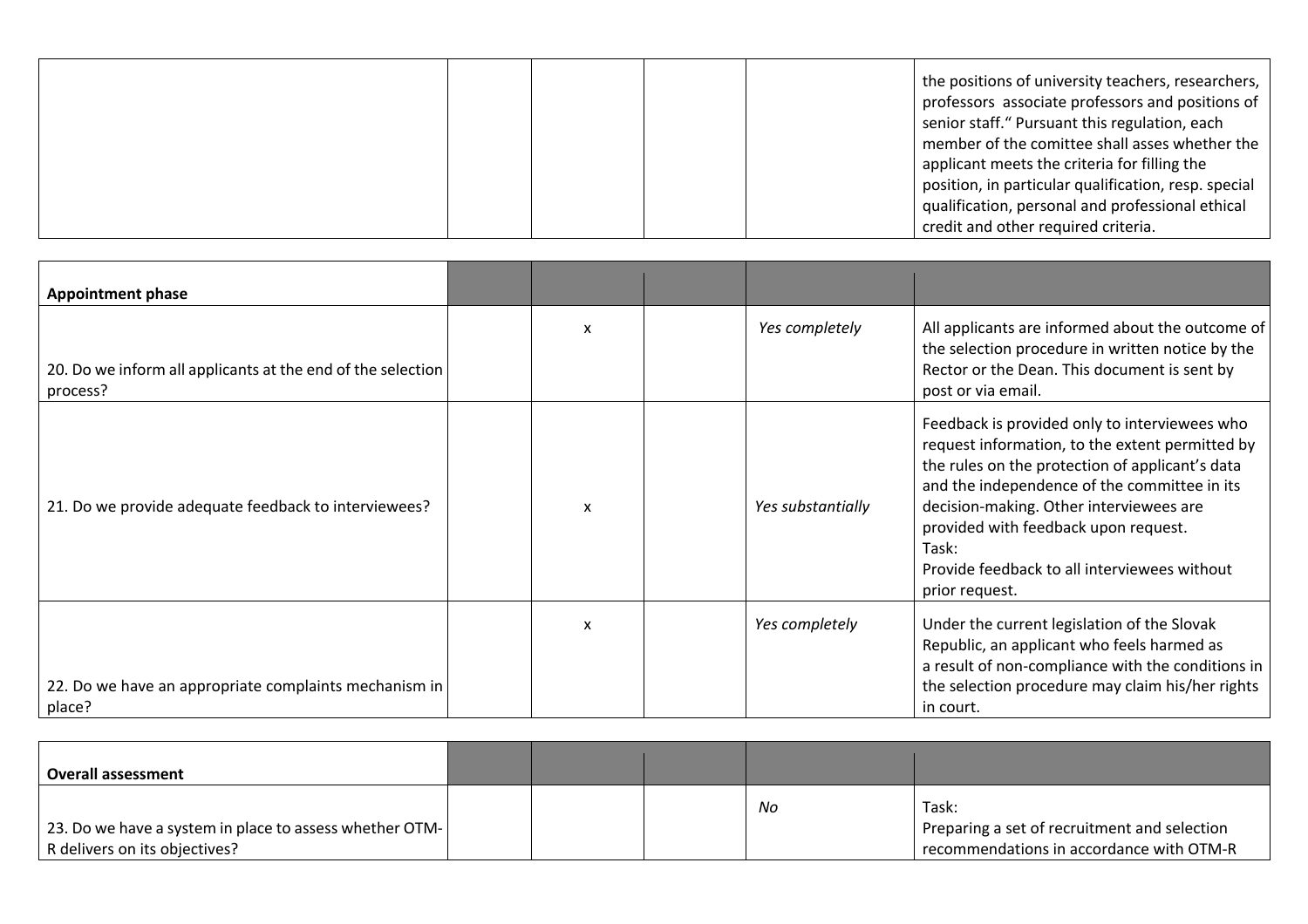| | | | | | |
|---|---|---|---|---|---|
| | | | | | the positions of university teachers, researchers, professors associate professors and positions of senior staff." Pursuant this regulation, each member of the comittee shall asses whether the applicant meets the criteria for filling the position, in particular qualification, resp. special qualification, personal and professional ethical credit and other required criteria. |

| **Appointment phase** | | | | | |
|---|---|---|---|---|---|
| 20. Do we inform all applicants at the end of the selection process? | | x | | *Yes completely* | All applicants are informed about the outcome of the selection procedure in written notice by the Rector or the Dean. This document is sent by post or via email. |
| 21. Do we provide adequate feedback to interviewees? | | x | | *Yes substantially* | Feedback is provided only to interviewees who request information, to the extent permitted by the rules on the protection of applicant's data and the independence of the committee in its decision-making. Other interviewees are provided with feedback upon request.<br>Task:<br>Provide feedback to all interviewees without prior request. |
| 22. Do we have an appropriate complaints mechanism in place? | | x | | *Yes completely* | Under the current legislation of the Slovak Republic, an applicant who feels harmed as a result of non-compliance with the conditions in the selection procedure may claim his/her rights in court. |

| **Overall assessment** | | | | | |
|---|---|---|---|---|---|
| 23. Do we have a system in place to assess whether OTM-R delivers on its objectives? | | | | *No* | Task:<br>Preparing a set of recruitment and selection recommendations in accordance with OTM-R |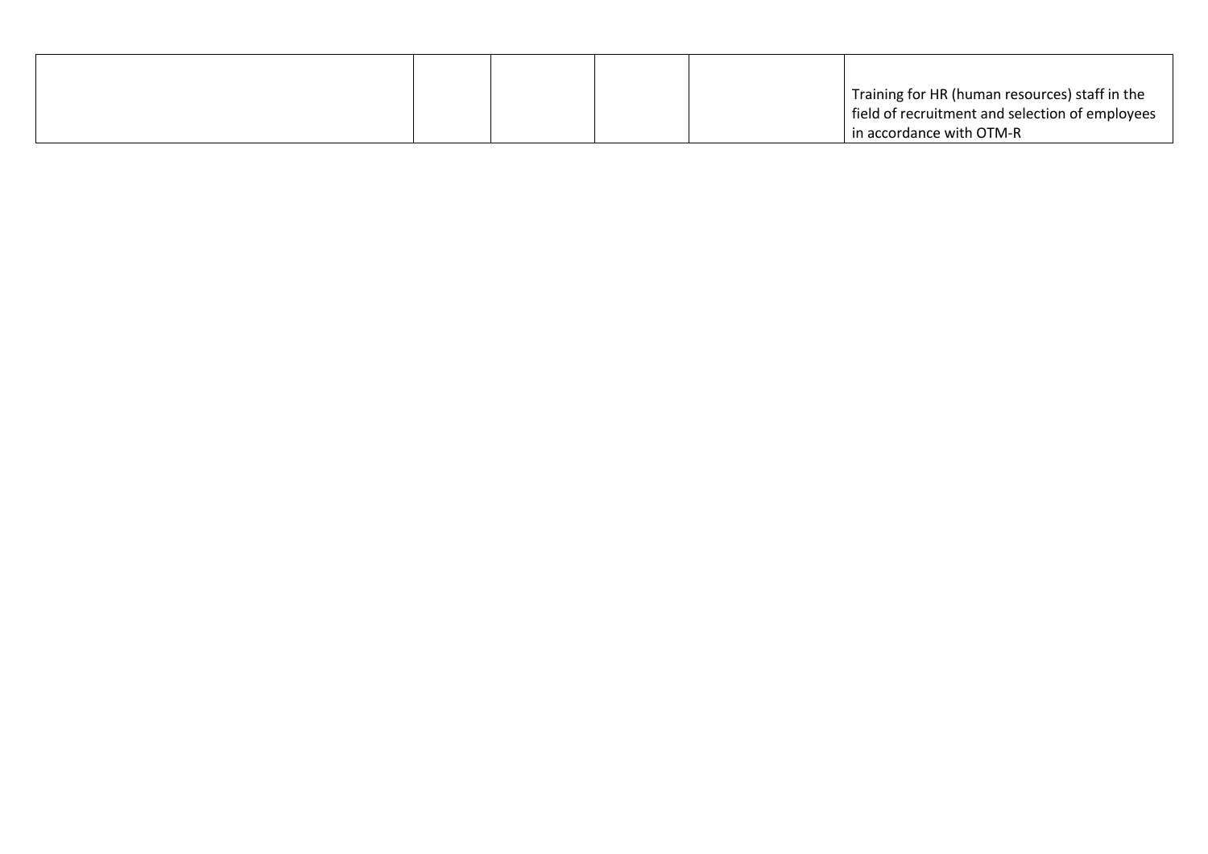| | | | | | |
|---|---|---|---|---|---|
| | | | | | Training for HR (human resources) staff in the field of recruitment and selection of employees in accordance with OTM-R |